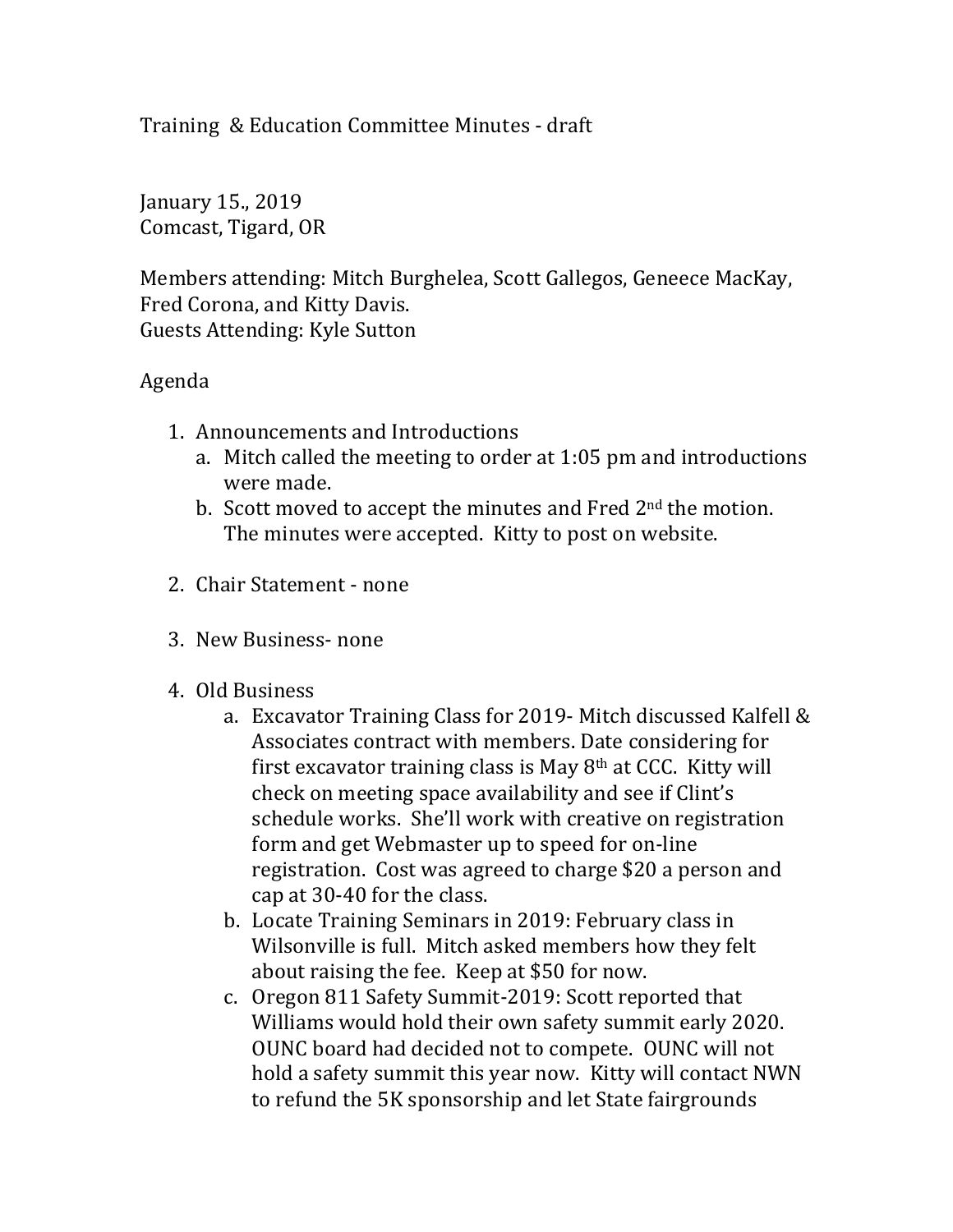Training & Education Committee Minutes - draft

January 15., 2019
Comcast, Tigard, OR

Members attending: Mitch Burghelea, Scott Gallegos, Geneece MacKay, Fred Corona, and Kitty Davis.
Guests Attending: Kyle Sutton

Agenda

1. Announcements and Introductions
   a. Mitch called the meeting to order at 1:05 pm and introductions were made.
   b. Scott moved to accept the minutes and Fred 2nd the motion. The minutes were accepted. Kitty to post on website.

2. Chair Statement - none

3. New Business- none

4. Old Business
   a. Excavator Training Class for 2019- Mitch discussed Kalfell & Associates contract with members. Date considering for first excavator training class is May 8th at CCC. Kitty will check on meeting space availability and see if Clint's schedule works. She'll work with creative on registration form and get Webmaster up to speed for on-line registration. Cost was agreed to charge $20 a person and cap at 30-40 for the class.
   b. Locate Training Seminars in 2019: February class in Wilsonville is full. Mitch asked members how they felt about raising the fee. Keep at $50 for now.
   c. Oregon 811 Safety Summit-2019: Scott reported that Williams would hold their own safety summit early 2020. OUNC board had decided not to compete. OUNC will not hold a safety summit this year now. Kitty will contact NWN to refund the 5K sponsorship and let State fairgrounds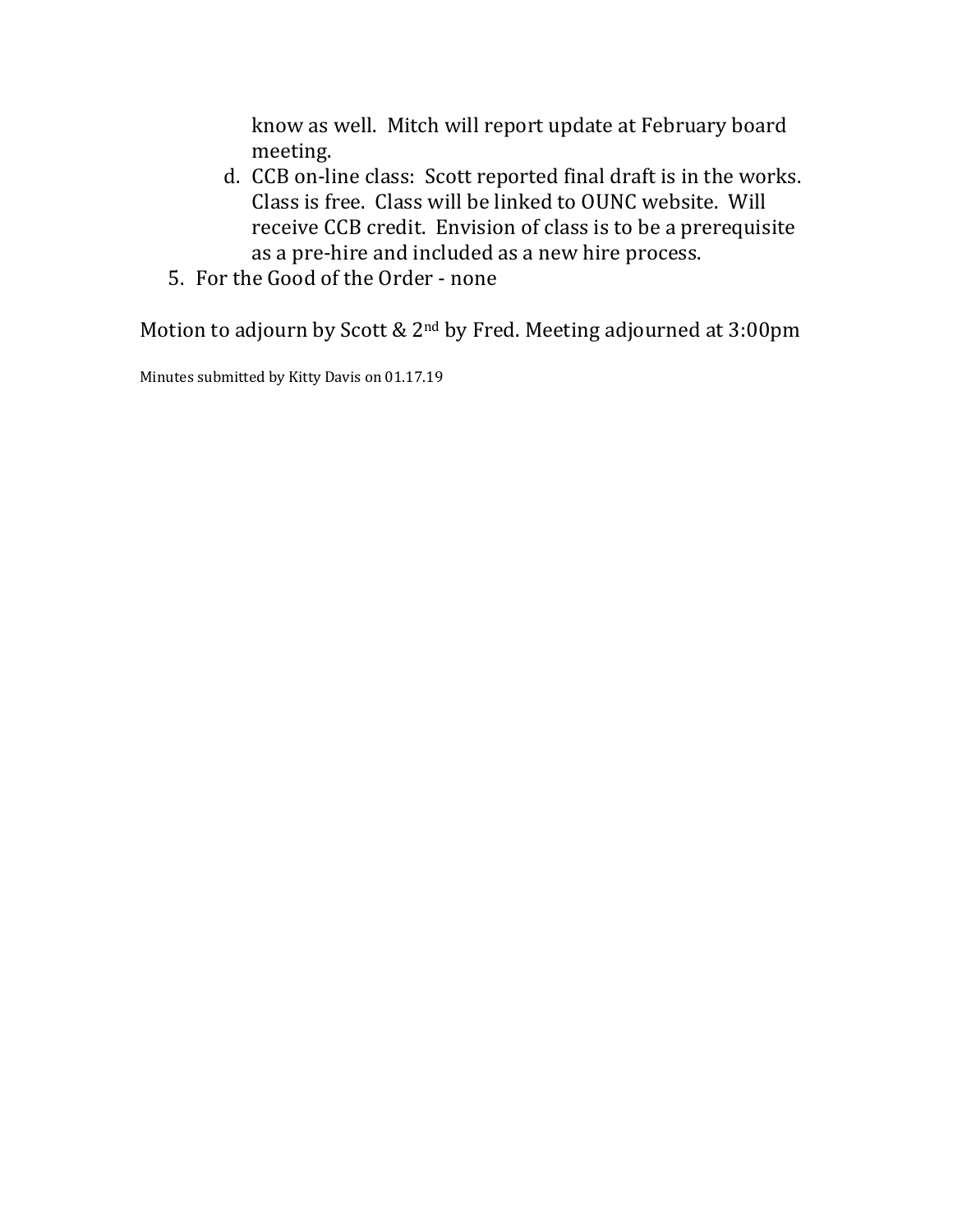know as well. Mitch will report update at February board meeting.

   d. CCB on-line class: Scott reported final draft is in the works. Class is free. Class will be linked to OUNC website. Will receive CCB credit. Envision of class is to be a prerequisite as a pre-hire and included as a new hire process.

5. For the Good of the Order - none

Motion to adjourn by Scott & 2nd by Fred. Meeting adjourned at 3:00pm

Minutes submitted by Kitty Davis on 01.17.19